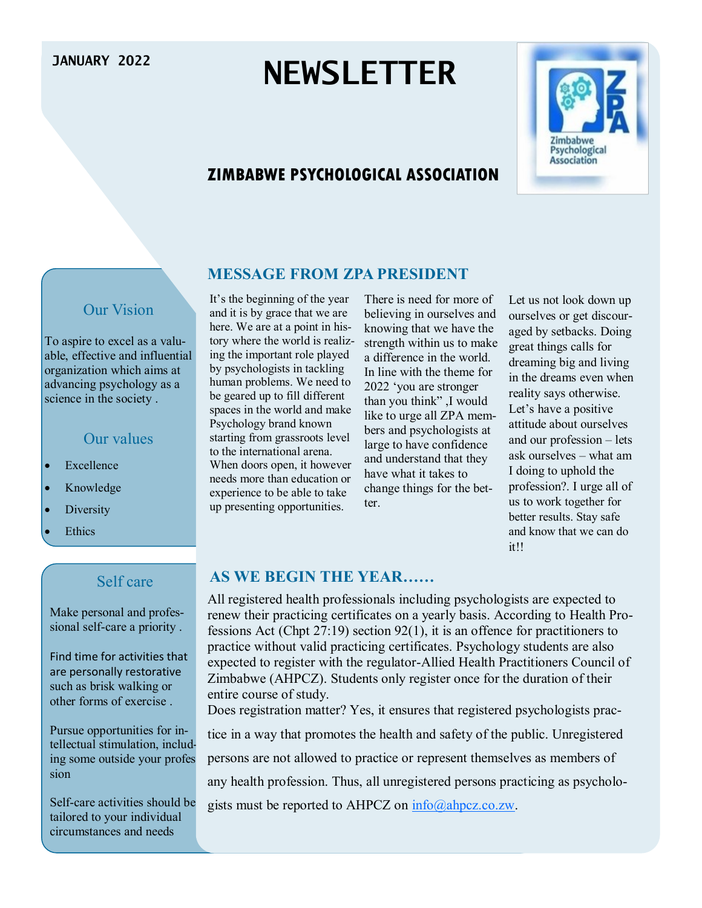JANUARY 2022

# NEWSLETTER

## ZIMBABWE PSYCHOLOGICAL ASSOCIATION

### Our Vision

To aspire to excel as a valuable, effective and influential organization which aims at advancing psychology as a science in the society .

### Our values

- Excellence
- Knowledge
- Diversity
- Ethics

### Self care

Make personal and professional self-care a priority .

Find time for activities that are personally restorative such as brisk walking or other forms of exercise .

Pursue opportunities for intellectual stimulation, including some outside your profession

Self-care activities should be tailored to your individual circumstances and needs

## MESSAGE FROM ZPA PRESIDENT

It's the beginning of the year and it is by grace that we are here. We are at a point in history where the world is realizing the important role played by psychologists in tackling human problems. We need to be geared up to fill different spaces in the world and make Psychology brand known starting from grassroots level to the international arena. When doors open, it however needs more than education or experience to be able to take up presenting opportunities.

There is need for more of believing in ourselves and knowing that we have the strength within us to make a difference in the world. In line with the theme for 2022 'you are stronger than you think" ,I would like to urge all ZPA members and psychologists at large to have confidence and understand that they have what it takes to change things for the better.

Let us not look down up ourselves or get discouraged by setbacks. Doing great things calls for dreaming big and living in the dreams even when reality says otherwise. Let's have a positive attitude about ourselves and our profession – lets ask ourselves – what am I doing to uphold the profession?. I urge all of us to work together for better results. Stay safe and know that we can do it!!

## AS WE BEGIN THE YEAR……

All registered health professionals including psychologists are expected to renew their practicing certificates on a yearly basis. According to Health Professions Act (Chpt 27:19) section 92(1), it is an offence for practitioners to practice without valid practicing certificates. Psychology students are also expected to register with the regulator-Allied Health Practitioners Council of Zimbabwe (AHPCZ). Students only register once for the duration of their entire course of study.

Does registration matter? Yes, it ensures that registered psychologists practice in a way that promotes the health and safety of the public. Unregistered persons are not allowed to practice or represent themselves as members of any health profession. Thus, all unregistered persons practicing as psychologists must be reported to AHPCZ on info@ahpcz.co.zw.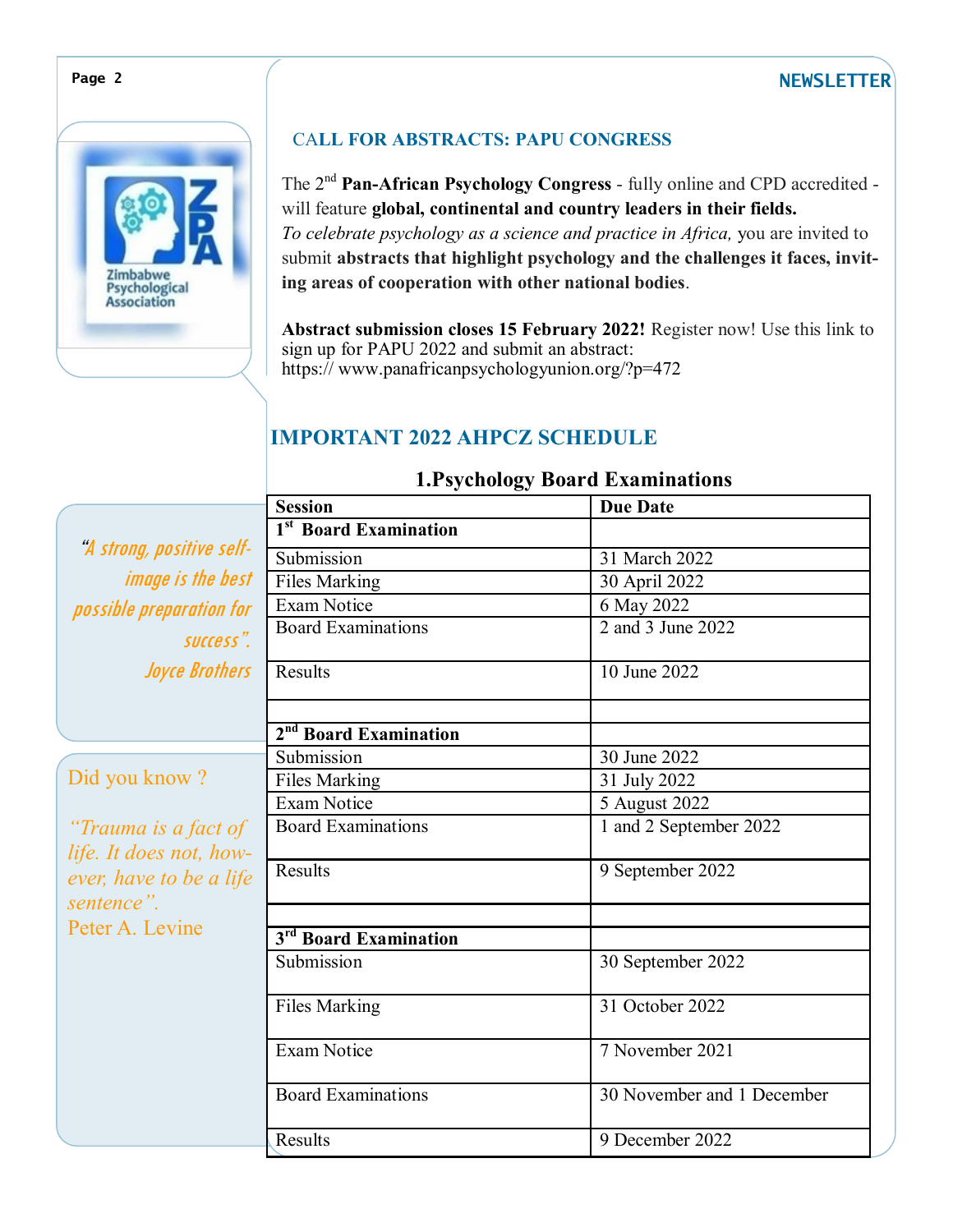## CALL FOR ABSTRACTS: PAPU CONGRESS

The 2nd **Pan-African Psychology Congress** - fully online and CPD accredited - will feature **global, continental and country leaders in their fields.** *To celebrate psychology as a science and practice in Africa,* you are invited to submit **abstracts that highlight psychology and the challenges it faces, inviting areas of cooperation with other national bodies**.

**Abstract submission closes 15 February 2022!** Register now! Use this link to sign up for PAPU 2022 and submit an abstract: https:// www.panafricanpsychologyunion.org/?p=472

## IMPORTANT 2022 AHPCZ SCHEDULE

### 1.Psychology Board Examinations

| Session | Due Date |
| --- | --- |
| **1st Board Examination** | |
| Submission | 31 March 2022 |
| Files Marking | 30 April 2022 |
| Exam Notice | 6 May 2022 |
| Board Examinations | 2 and 3 June 2022 |
| Results | 10 June 2022 |
| | |
| **2nd Board Examination** | |
| Submission | 30 June 2022 |
| Files Marking | 31 July 2022 |
| Exam Notice | 5 August 2022 |
| Board Examinations | 1 and 2 September 2022 |
| Results | 9 September 2022 |
| | |
| **3rd Board Examination** | |
| Submission | 30 September 2022 |
| Files Marking | 31 October 2022 |
| Exam Notice | 7 November 2021 |
| Board Examinations | 30 November and 1 December |
| Results | 9 December 2022 |

*"A strong, positive self-image is the best possible preparation for success".*
*Joyce Brothers*

Did you know ?

*"Trauma is a fact of life. It does not, however, have to be a life sentence".*
Peter A. Levine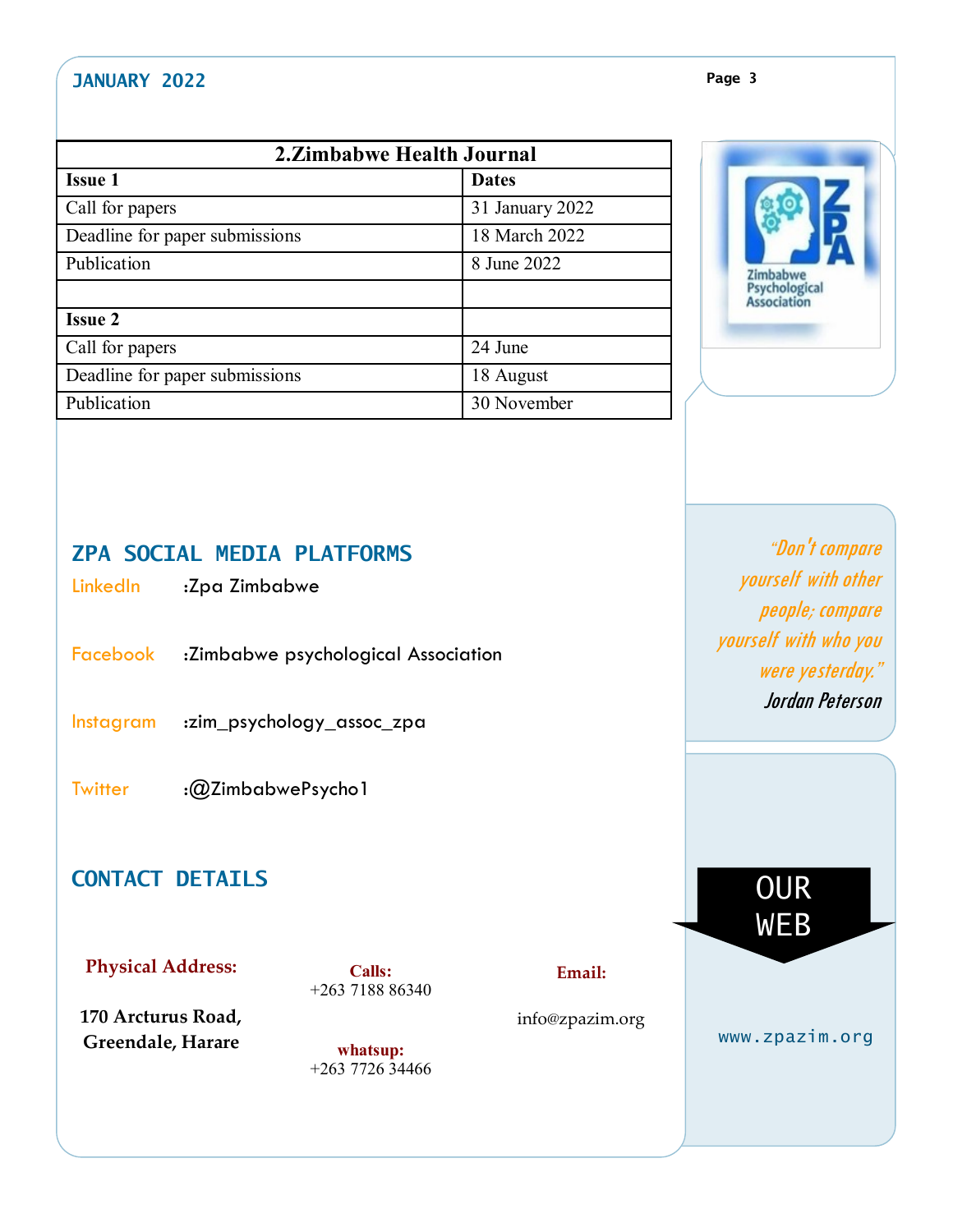| 2.Zimbabwe Health Journal | |
|---|---|
| **Issue 1** | **Dates** |
| Call for papers | 31 January 2022 |
| Deadline for paper submissions | 18 March 2022 |
| Publication | 8 June 2022 |
| | |
| **Issue 2** | |
| Call for papers | 24 June |
| Deadline for paper submissions | 18 August |
| Publication | 30 November |

## ZPA SOCIAL MEDIA PLATFORMS

LinkedIn :Zpa Zimbabwe

Facebook :Zimbabwe psychological Association

Instagram :zim_psychology_assoc_zpa

Twitter :@ZimbabwePsycho1

## CONTACT DETAILS

**Physical Address:**

**170 Arcturus Road, Greendale, Harare**

**Calls:**
+263 7188 86340

**whatsup:**
+263 7726 34466

**Email:**

info@zpazim.org

Zimbabwe Psychological Association

*"Don't compare yourself with other people; compare yourself with who you were yesterday."*
*Jordan Peterson*

OUR WEB

www.zpazim.org